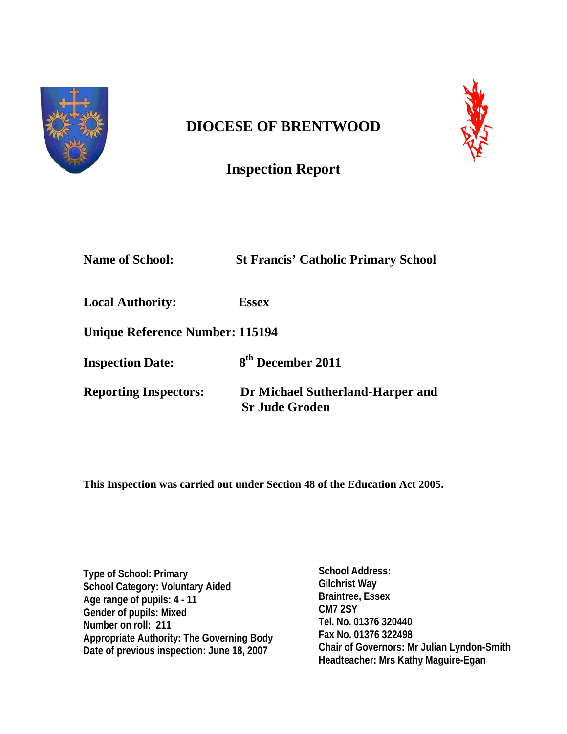# DIOCESE OF BRENTWOOD

## Inspection Report

**Name of School:** St Francis' Catholic Primary School

**Local Authority:** Essex

**Unique Reference Number:** 115194

**Inspection Date:** 8th December 2011

**Reporting Inspectors:** Dr Michael Sutherland-Harper and Sr Jude Groden

**This Inspection was carried out under Section 48 of the Education Act 2005.**

**Type of School: Primary**
**School Category: Voluntary Aided**
**Age range of pupils: 4 - 11**
**Gender of pupils: Mixed**
**Number on roll: 211**
**Appropriate Authority: The Governing Body**
**Date of previous inspection: June 18, 2007**

**School Address:**
**Gilchrist Way**
**Braintree, Essex**
**CM7 2SY**
**Tel. No. 01376 320440**
**Fax No. 01376 322498**
**Chair of Governors: Mr Julian Lyndon-Smith**
**Headteacher: Mrs Kathy Maguire-Egan**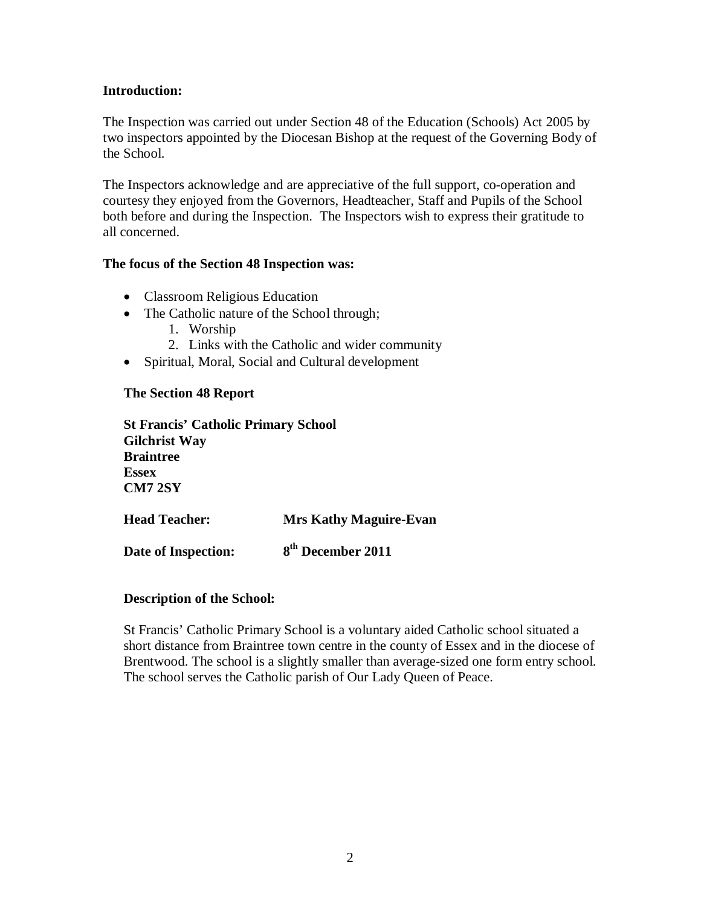**Introduction:**

The Inspection was carried out under Section 48 of the Education (Schools) Act 2005 by two inspectors appointed by the Diocesan Bishop at the request of the Governing Body of the School.

The Inspectors acknowledge and are appreciative of the full support, co-operation and courtesy they enjoyed from the Governors, Headteacher, Staff and Pupils of the School both before and during the Inspection. The Inspectors wish to express their gratitude to all concerned.

**The focus of the Section 48 Inspection was:**

- Classroom Religious Education
- The Catholic nature of the School through;
    1. Worship
    2. Links with the Catholic and wider community
- Spiritual, Moral, Social and Cultural development

**The Section 48 Report**

**St Francis' Catholic Primary School**
**Gilchrist Way**
**Braintree**
**Essex**
**CM7 2SY**

**Head Teacher:** **Mrs Kathy Maguire-Evan**

**Date of Inspection:** **8th December 2011**

**Description of the School:**

St Francis' Catholic Primary School is a voluntary aided Catholic school situated a short distance from Braintree town centre in the county of Essex and in the diocese of Brentwood. The school is a slightly smaller than average-sized one form entry school. The school serves the Catholic parish of Our Lady Queen of Peace.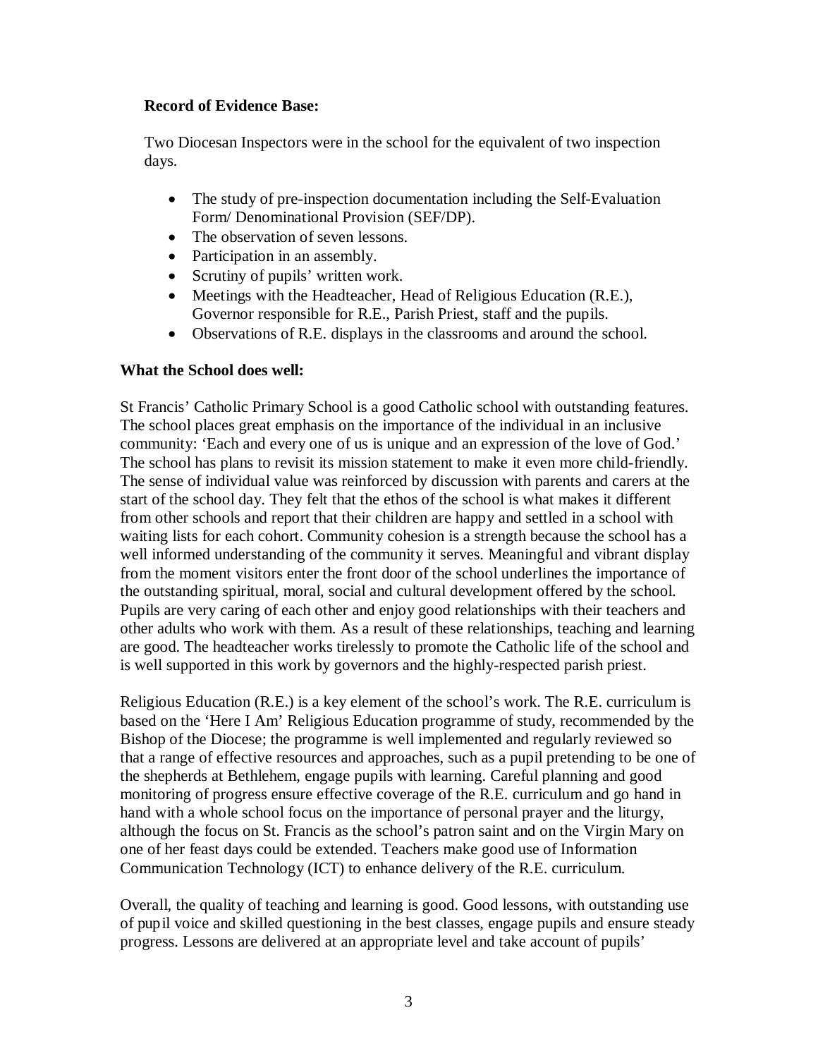**Record of Evidence Base:**

Two Diocesan Inspectors were in the school for the equivalent of two inspection days.

- The study of pre-inspection documentation including the Self-Evaluation Form/ Denominational Provision (SEF/DP).
- The observation of seven lessons.
- Participation in an assembly.
- Scrutiny of pupils' written work.
- Meetings with the Headteacher, Head of Religious Education (R.E.), Governor responsible for R.E., Parish Priest, staff and the pupils.
- Observations of R.E. displays in the classrooms and around the school.

**What the School does well:**

St Francis' Catholic Primary School is a good Catholic school with outstanding features. The school places great emphasis on the importance of the individual in an inclusive community: 'Each and every one of us is unique and an expression of the love of God.' The school has plans to revisit its mission statement to make it even more child-friendly. The sense of individual value was reinforced by discussion with parents and carers at the start of the school day. They felt that the ethos of the school is what makes it different from other schools and report that their children are happy and settled in a school with waiting lists for each cohort. Community cohesion is a strength because the school has a well informed understanding of the community it serves. Meaningful and vibrant display from the moment visitors enter the front door of the school underlines the importance of the outstanding spiritual, moral, social and cultural development offered by the school. Pupils are very caring of each other and enjoy good relationships with their teachers and other adults who work with them. As a result of these relationships, teaching and learning are good. The headteacher works tirelessly to promote the Catholic life of the school and is well supported in this work by governors and the highly-respected parish priest.

Religious Education (R.E.) is a key element of the school's work. The R.E. curriculum is based on the 'Here I Am' Religious Education programme of study, recommended by the Bishop of the Diocese; the programme is well implemented and regularly reviewed so that a range of effective resources and approaches, such as a pupil pretending to be one of the shepherds at Bethlehem, engage pupils with learning. Careful planning and good monitoring of progress ensure effective coverage of the R.E. curriculum and go hand in hand with a whole school focus on the importance of personal prayer and the liturgy, although the focus on St. Francis as the school's patron saint and on the Virgin Mary on one of her feast days could be extended. Teachers make good use of Information Communication Technology (ICT) to enhance delivery of the R.E. curriculum.

Overall, the quality of teaching and learning is good. Good lessons, with outstanding use of pupil voice and skilled questioning in the best classes, engage pupils and ensure steady progress. Lessons are delivered at an appropriate level and take account of pupils'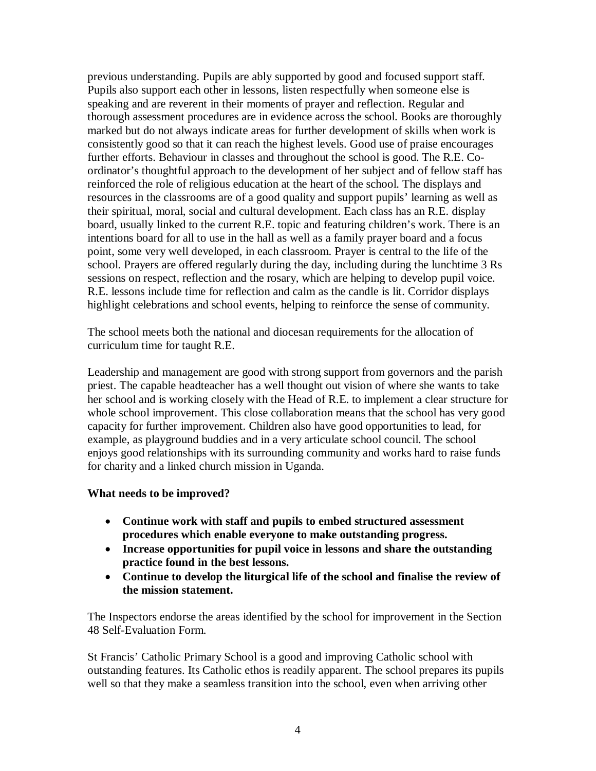previous understanding. Pupils are ably supported by good and focused support staff. Pupils also support each other in lessons, listen respectfully when someone else is speaking and are reverent in their moments of prayer and reflection. Regular and thorough assessment procedures are in evidence across the school. Books are thoroughly marked but do not always indicate areas for further development of skills when work is consistently good so that it can reach the highest levels. Good use of praise encourages further efforts. Behaviour in classes and throughout the school is good. The R.E. Co-ordinator's thoughtful approach to the development of her subject and of fellow staff has reinforced the role of religious education at the heart of the school. The displays and resources in the classrooms are of a good quality and support pupils' learning as well as their spiritual, moral, social and cultural development. Each class has an R.E. display board, usually linked to the current R.E. topic and featuring children's work. There is an intentions board for all to use in the hall as well as a family prayer board and a focus point, some very well developed, in each classroom. Prayer is central to the life of the school. Prayers are offered regularly during the day, including during the lunchtime 3 Rs sessions on respect, reflection and the rosary, which are helping to develop pupil voice. R.E. lessons include time for reflection and calm as the candle is lit. Corridor displays highlight celebrations and school events, helping to reinforce the sense of community.

The school meets both the national and diocesan requirements for the allocation of curriculum time for taught R.E.

Leadership and management are good with strong support from governors and the parish priest. The capable headteacher has a well thought out vision of where she wants to take her school and is working closely with the Head of R.E. to implement a clear structure for whole school improvement. This close collaboration means that the school has very good capacity for further improvement. Children also have good opportunities to lead, for example, as playground buddies and in a very articulate school council. The school enjoys good relationships with its surrounding community and works hard to raise funds for charity and a linked church mission in Uganda.

**What needs to be improved?**

- **Continue work with staff and pupils to embed structured assessment procedures which enable everyone to make outstanding progress.**
- **Increase opportunities for pupil voice in lessons and share the outstanding practice found in the best lessons.**
- **Continue to develop the liturgical life of the school and finalise the review of the mission statement.**

The Inspectors endorse the areas identified by the school for improvement in the Section 48 Self-Evaluation Form.

St Francis' Catholic Primary School is a good and improving Catholic school with outstanding features. Its Catholic ethos is readily apparent. The school prepares its pupils well so that they make a seamless transition into the school, even when arriving other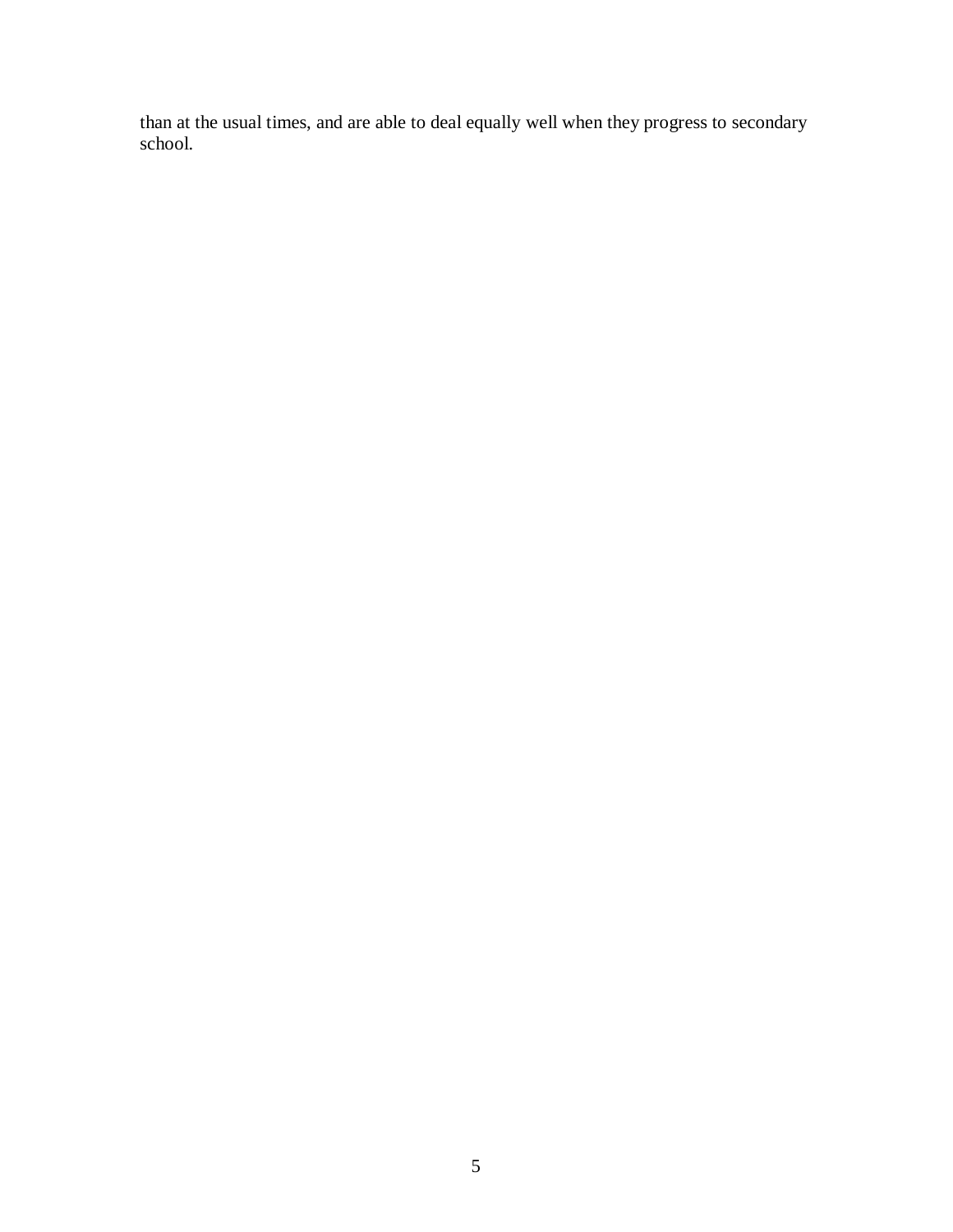than at the usual times, and are able to deal equally well when they progress to secondary school.